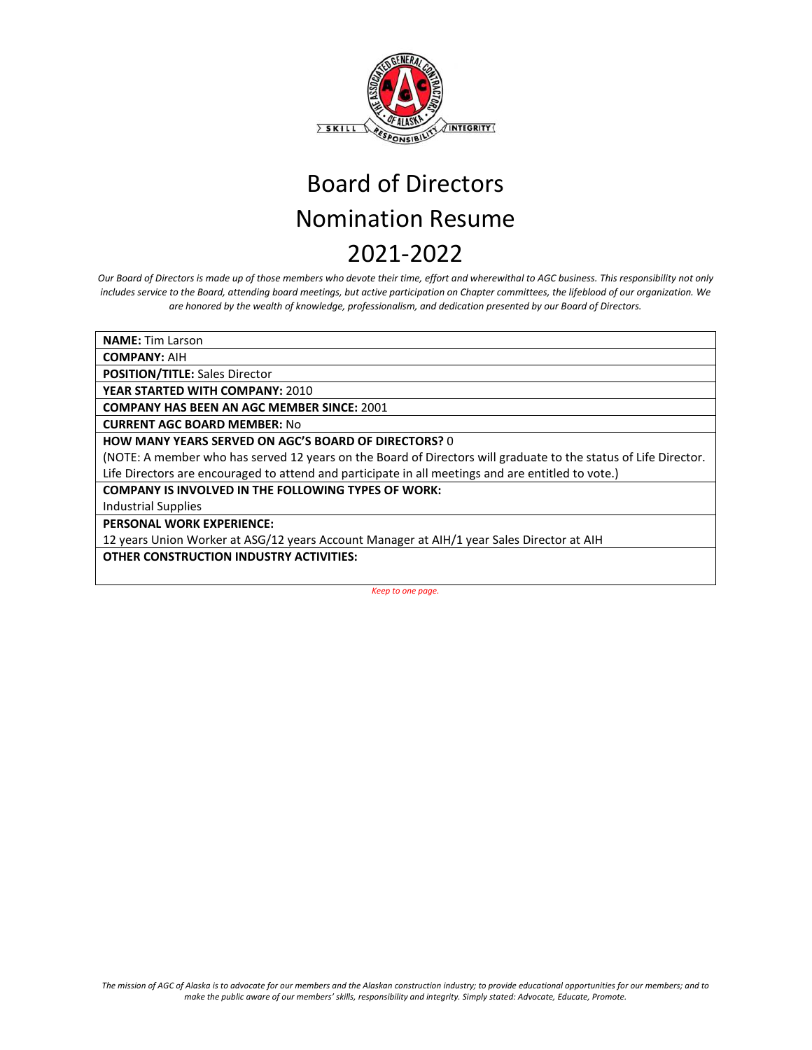# Board of Directors
# Nomination Resume
# 2021-2022

*Our Board of Directors is made up of those members who devote their time, effort and wherewithal to AGC business. This responsibility not only includes service to the Board, attending board meetings, but active participation on Chapter committees, the lifeblood of our organization. We are honored by the wealth of knowledge, professionalism, and dedication presented by our Board of Directors.*

| **NAME:** Tim Larson |
|---|
| **COMPANY:** AIH |
| **POSITION/TITLE:** Sales Director |
| **YEAR STARTED WITH COMPANY:** 2010 |
| **COMPANY HAS BEEN AN AGC MEMBER SINCE:** 2001 |
| **CURRENT AGC BOARD MEMBER:** No |
| **HOW MANY YEARS SERVED ON AGC'S BOARD OF DIRECTORS?** 0<br>(NOTE: A member who has served 12 years on the Board of Directors will graduate to the status of Life Director. Life Directors are encouraged to attend and participate in all meetings and are entitled to vote.) |
| **COMPANY IS INVOLVED IN THE FOLLOWING TYPES OF WORK:**<br>Industrial Supplies |
| **PERSONAL WORK EXPERIENCE:**<br>12 years Union Worker at ASG/12 years Account Manager at AIH/1 year Sales Director at AIH |
| **OTHER CONSTRUCTION INDUSTRY ACTIVITIES:** |

*Keep to one page.*

*The mission of AGC of Alaska is to advocate for our members and the Alaskan construction industry; to provide educational opportunities for our members; and to make the public aware of our members' skills, responsibility and integrity. Simply stated: Advocate, Educate, Promote.*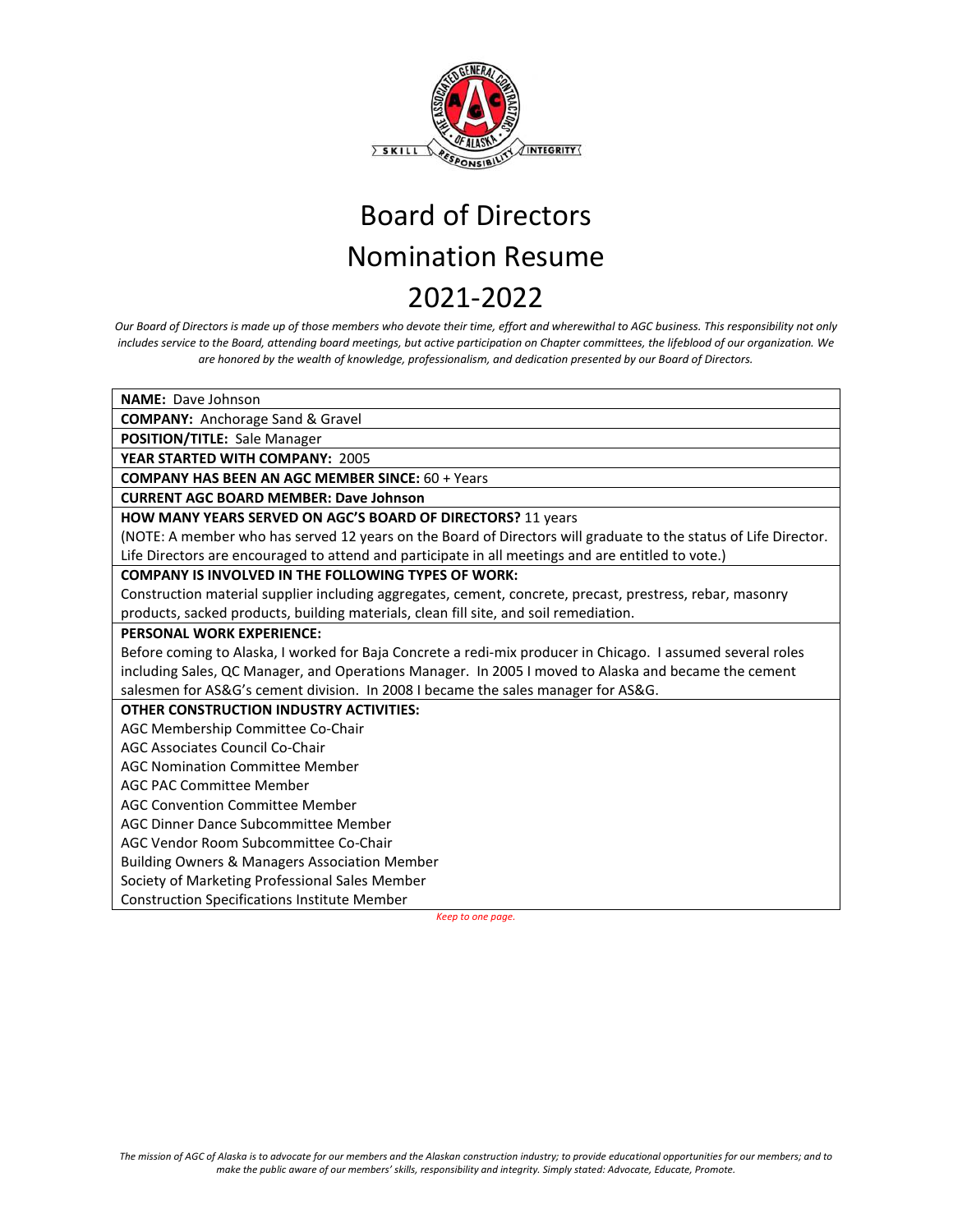# Board of Directors
# Nomination Resume
# 2021-2022

*Our Board of Directors is made up of those members who devote their time, effort and wherewithal to AGC business. This responsibility not only includes service to the Board, attending board meetings, but active participation on Chapter committees, the lifeblood of our organization. We are honored by the wealth of knowledge, professionalism, and dedication presented by our Board of Directors.*

**NAME:** Dave Johnson

**COMPANY:** Anchorage Sand & Gravel

**POSITION/TITLE:** Sale Manager

**YEAR STARTED WITH COMPANY:** 2005

**COMPANY HAS BEEN AN AGC MEMBER SINCE:** 60 + Years

**CURRENT AGC BOARD MEMBER: Dave Johnson**

**HOW MANY YEARS SERVED ON AGC'S BOARD OF DIRECTORS?** 11 years

(NOTE: A member who has served 12 years on the Board of Directors will graduate to the status of Life Director. Life Directors are encouraged to attend and participate in all meetings and are entitled to vote.)

**COMPANY IS INVOLVED IN THE FOLLOWING TYPES OF WORK:**

Construction material supplier including aggregates, cement, concrete, precast, prestress, rebar, masonry products, sacked products, building materials, clean fill site, and soil remediation.

**PERSONAL WORK EXPERIENCE:**

Before coming to Alaska, I worked for Baja Concrete a redi-mix producer in Chicago. I assumed several roles including Sales, QC Manager, and Operations Manager. In 2005 I moved to Alaska and became the cement salesmen for AS&G's cement division. In 2008 I became the sales manager for AS&G.

**OTHER CONSTRUCTION INDUSTRY ACTIVITIES:**

AGC Membership Committee Co-Chair
AGC Associates Council Co-Chair
AGC Nomination Committee Member
AGC PAC Committee Member
AGC Convention Committee Member
AGC Dinner Dance Subcommittee Member
AGC Vendor Room Subcommittee Co-Chair
Building Owners & Managers Association Member
Society of Marketing Professional Sales Member
Construction Specifications Institute Member

*Keep to one page.*

*The mission of AGC of Alaska is to advocate for our members and the Alaskan construction industry; to provide educational opportunities for our members; and to make the public aware of our members' skills, responsibility and integrity. Simply stated: Advocate, Educate, Promote.*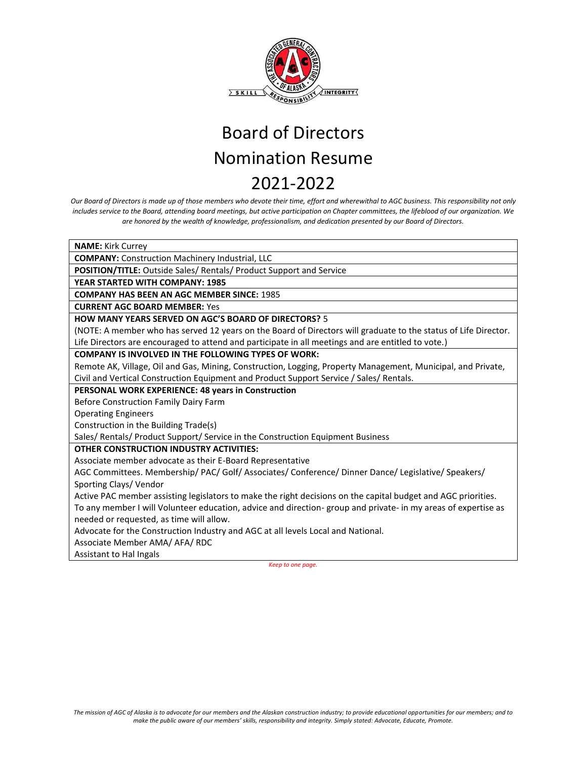# Board of Directors Nomination Resume 2021-2022

*Our Board of Directors is made up of those members who devote their time, effort and wherewithal to AGC business. This responsibility not only includes service to the Board, attending board meetings, but active participation on Chapter committees, the lifeblood of our organization. We are honored by the wealth of knowledge, professionalism, and dedication presented by our Board of Directors.*

**NAME:** Kirk Currey

**COMPANY:** Construction Machinery Industrial, LLC

**POSITION/TITLE:** Outside Sales/ Rentals/ Product Support and Service

**YEAR STARTED WITH COMPANY: 1985**

**COMPANY HAS BEEN AN AGC MEMBER SINCE:** 1985

**CURRENT AGC BOARD MEMBER:** Yes

**HOW MANY YEARS SERVED ON AGC'S BOARD OF DIRECTORS?** 5

(NOTE: A member who has served 12 years on the Board of Directors will graduate to the status of Life Director. Life Directors are encouraged to attend and participate in all meetings and are entitled to vote.)

**COMPANY IS INVOLVED IN THE FOLLOWING TYPES OF WORK:**

Remote AK, Village, Oil and Gas, Mining, Construction, Logging, Property Management, Municipal, and Private, Civil and Vertical Construction Equipment and Product Support Service / Sales/ Rentals.

**PERSONAL WORK EXPERIENCE: 48 years in Construction**

Before Construction Family Dairy Farm

Operating Engineers

Construction in the Building Trade(s)

Sales/ Rentals/ Product Support/ Service in the Construction Equipment Business

**OTHER CONSTRUCTION INDUSTRY ACTIVITIES:**

Associate member advocate as their E-Board Representative

AGC Committees. Membership/ PAC/ Golf/ Associates/ Conference/ Dinner Dance/ Legislative/ Speakers/ Sporting Clays/ Vendor

Active PAC member assisting legislators to make the right decisions on the capital budget and AGC priorities.

To any member I will Volunteer education, advice and direction- group and private- in my areas of expertise as needed or requested, as time will allow.

Advocate for the Construction Industry and AGC at all levels Local and National.

Associate Member AMA/ AFA/ RDC

Assistant to Hal Ingals

*Keep to one page.*

*The mission of AGC of Alaska is to advocate for our members and the Alaskan construction industry; to provide educational opportunities for our members; and to make the public aware of our members' skills, responsibility and integrity. Simply stated: Advocate, Educate, Promote.*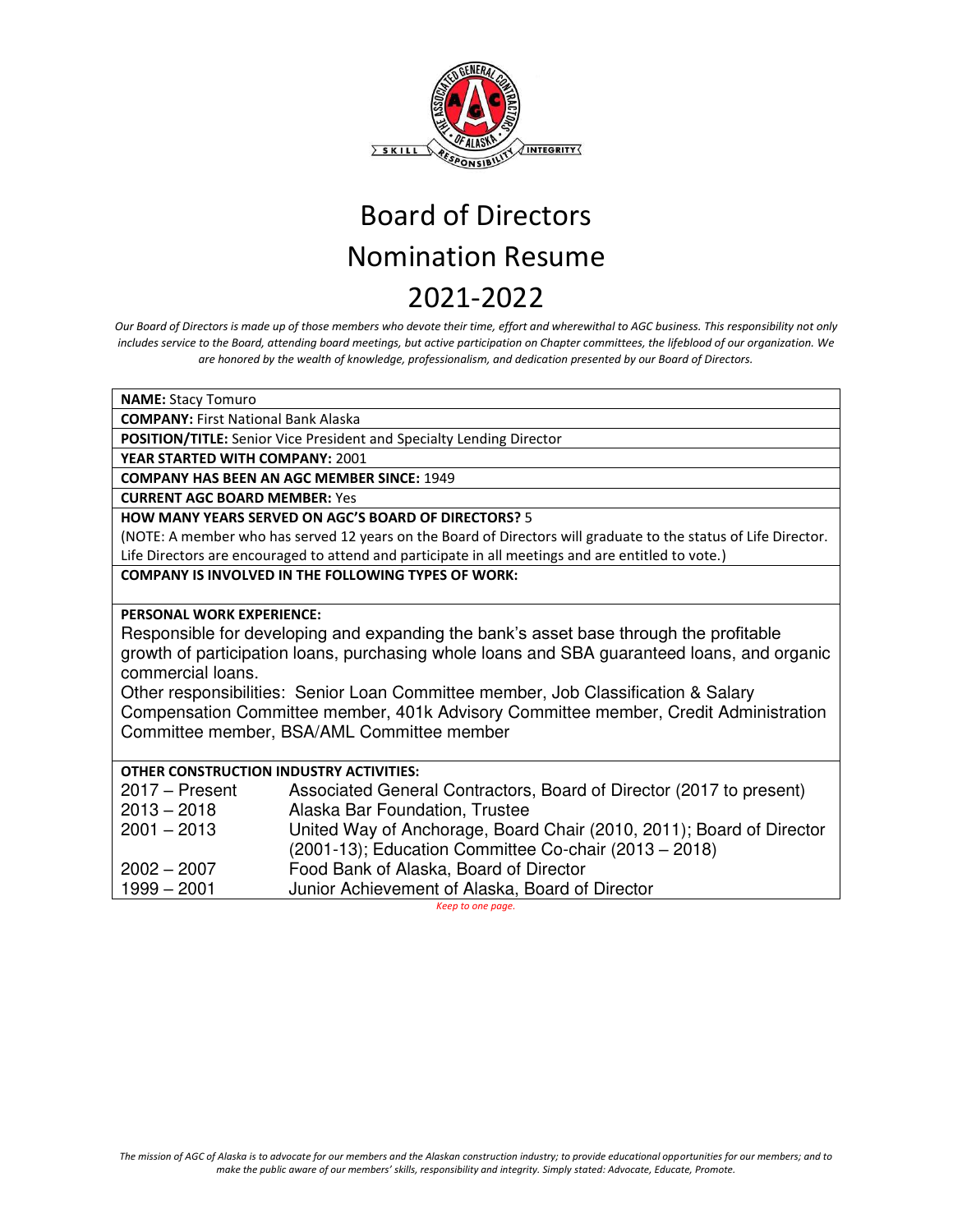# Board of Directors Nomination Resume 2021-2022

*Our Board of Directors is made up of those members who devote their time, effort and wherewithal to AGC business. This responsibility not only includes service to the Board, attending board meetings, but active participation on Chapter committees, the lifeblood of our organization. We are honored by the wealth of knowledge, professionalism, and dedication presented by our Board of Directors.*

**NAME:** Stacy Tomuro

**COMPANY:** First National Bank Alaska

**POSITION/TITLE:** Senior Vice President and Specialty Lending Director

**YEAR STARTED WITH COMPANY:** 2001

**COMPANY HAS BEEN AN AGC MEMBER SINCE:** 1949

**CURRENT AGC BOARD MEMBER:** Yes

**HOW MANY YEARS SERVED ON AGC'S BOARD OF DIRECTORS?** 5

(NOTE: A member who has served 12 years on the Board of Directors will graduate to the status of Life Director. Life Directors are encouraged to attend and participate in all meetings and are entitled to vote.)

**COMPANY IS INVOLVED IN THE FOLLOWING TYPES OF WORK:**

**PERSONAL WORK EXPERIENCE:**

Responsible for developing and expanding the bank's asset base through the profitable growth of participation loans, purchasing whole loans and SBA guaranteed loans, and organic commercial loans.

Other responsibilities: Senior Loan Committee member, Job Classification & Salary Compensation Committee member, 401k Advisory Committee member, Credit Administration Committee member, BSA/AML Committee member

**OTHER CONSTRUCTION INDUSTRY ACTIVITIES:**

| | |
|---|---|
| 2017 – Present | Associated General Contractors, Board of Director (2017 to present) |
| 2013 – 2018 | Alaska Bar Foundation, Trustee |
| 2001 – 2013 | United Way of Anchorage, Board Chair (2010, 2011); Board of Director (2001-13); Education Committee Co-chair (2013 – 2018) |
| 2002 – 2007 | Food Bank of Alaska, Board of Director |
| 1999 – 2001 | Junior Achievement of Alaska, Board of Director |

*Keep to one page.*

*The mission of AGC of Alaska is to advocate for our members and the Alaskan construction industry; to provide educational opportunities for our members; and to make the public aware of our members' skills, responsibility and integrity. Simply stated: Advocate, Educate, Promote.*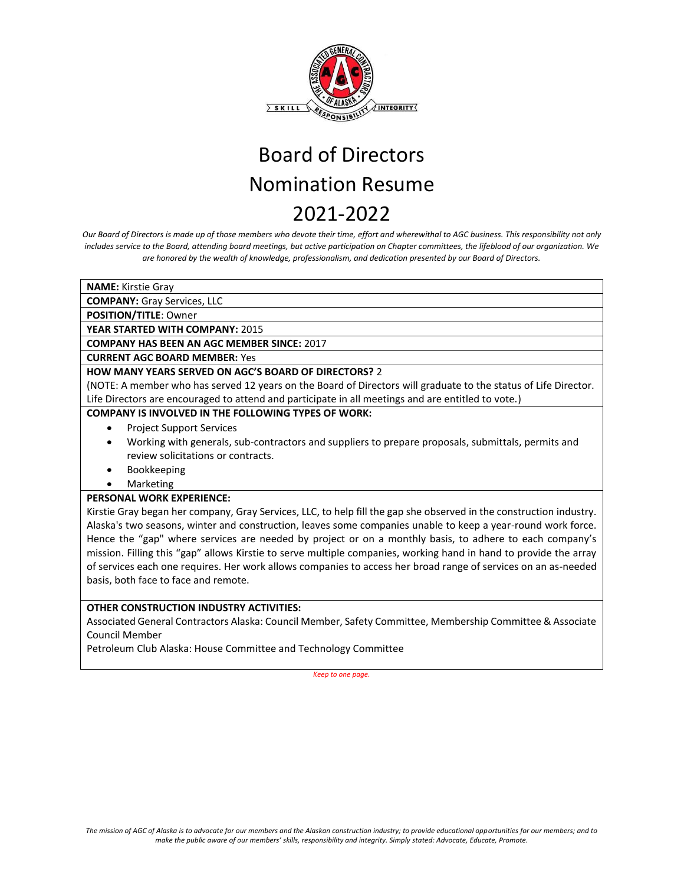# Board of Directors Nomination Resume 2021-2022

*Our Board of Directors is made up of those members who devote their time, effort and wherewithal to AGC business. This responsibility not only includes service to the Board, attending board meetings, but active participation on Chapter committees, the lifeblood of our organization. We are honored by the wealth of knowledge, professionalism, and dedication presented by our Board of Directors.*

**NAME:** Kirstie Gray

**COMPANY:** Gray Services, LLC

**POSITION/TITLE**: Owner

**YEAR STARTED WITH COMPANY:** 2015

**COMPANY HAS BEEN AN AGC MEMBER SINCE:** 2017

**CURRENT AGC BOARD MEMBER:** Yes

**HOW MANY YEARS SERVED ON AGC'S BOARD OF DIRECTORS?** 2

(NOTE: A member who has served 12 years on the Board of Directors will graduate to the status of Life Director. Life Directors are encouraged to attend and participate in all meetings and are entitled to vote.)

**COMPANY IS INVOLVED IN THE FOLLOWING TYPES OF WORK:**

- Project Support Services
- Working with generals, sub-contractors and suppliers to prepare proposals, submittals, permits and review solicitations or contracts.
- Bookkeeping
- Marketing

**PERSONAL WORK EXPERIENCE:**

Kirstie Gray began her company, Gray Services, LLC, to help fill the gap she observed in the construction industry. Alaska's two seasons, winter and construction, leaves some companies unable to keep a year-round work force. Hence the "gap" where services are needed by project or on a monthly basis, to adhere to each company's mission. Filling this "gap" allows Kirstie to serve multiple companies, working hand in hand to provide the array of services each one requires. Her work allows companies to access her broad range of services on an as-needed basis, both face to face and remote.

**OTHER CONSTRUCTION INDUSTRY ACTIVITIES:**

Associated General Contractors Alaska: Council Member, Safety Committee, Membership Committee & Associate Council Member

Petroleum Club Alaska: House Committee and Technology Committee

*Keep to one page.*

*The mission of AGC of Alaska is to advocate for our members and the Alaskan construction industry; to provide educational opportunities for our members; and to make the public aware of our members' skills, responsibility and integrity. Simply stated: Advocate, Educate, Promote.*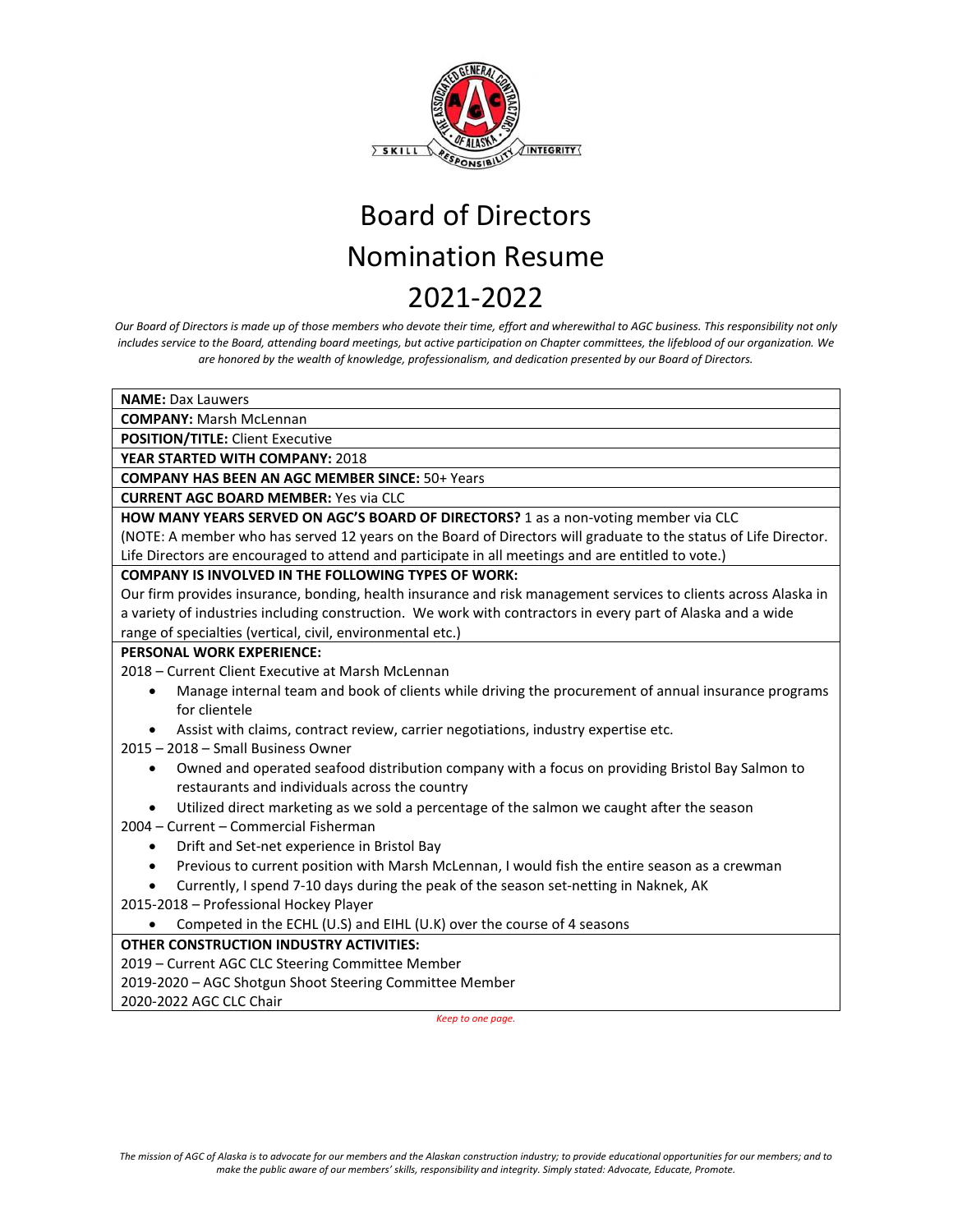# Board of Directors Nomination Resume 2021-2022

*Our Board of Directors is made up of those members who devote their time, effort and wherewithal to AGC business. This responsibility not only includes service to the Board, attending board meetings, but active participation on Chapter committees, the lifeblood of our organization. We are honored by the wealth of knowledge, professionalism, and dedication presented by our Board of Directors.*

**NAME:** Dax Lauwers

**COMPANY:** Marsh McLennan

**POSITION/TITLE:** Client Executive

**YEAR STARTED WITH COMPANY:** 2018

**COMPANY HAS BEEN AN AGC MEMBER SINCE:** 50+ Years

**CURRENT AGC BOARD MEMBER:** Yes via CLC

**HOW MANY YEARS SERVED ON AGC'S BOARD OF DIRECTORS?** 1 as a non-voting member via CLC

(NOTE: A member who has served 12 years on the Board of Directors will graduate to the status of Life Director. Life Directors are encouraged to attend and participate in all meetings and are entitled to vote.)

**COMPANY IS INVOLVED IN THE FOLLOWING TYPES OF WORK:**

Our firm provides insurance, bonding, health insurance and risk management services to clients across Alaska in a variety of industries including construction. We work with contractors in every part of Alaska and a wide range of specialties (vertical, civil, environmental etc.)

**PERSONAL WORK EXPERIENCE:**

2018 – Current Client Executive at Marsh McLennan

- Manage internal team and book of clients while driving the procurement of annual insurance programs for clientele
- Assist with claims, contract review, carrier negotiations, industry expertise etc.

2015 – 2018 – Small Business Owner

- Owned and operated seafood distribution company with a focus on providing Bristol Bay Salmon to restaurants and individuals across the country
- Utilized direct marketing as we sold a percentage of the salmon we caught after the season

2004 – Current – Commercial Fisherman

- Drift and Set-net experience in Bristol Bay
- Previous to current position with Marsh McLennan, I would fish the entire season as a crewman
- Currently, I spend 7-10 days during the peak of the season set-netting in Naknek, AK

2015-2018 – Professional Hockey Player

- Competed in the ECHL (U.S) and EIHL (U.K) over the course of 4 seasons

**OTHER CONSTRUCTION INDUSTRY ACTIVITIES:**

2019 – Current AGC CLC Steering Committee Member

2019-2020 – AGC Shotgun Shoot Steering Committee Member

2020-2022 AGC CLC Chair

*Keep to one page.*

*The mission of AGC of Alaska is to advocate for our members and the Alaskan construction industry; to provide educational opportunities for our members; and to make the public aware of our members' skills, responsibility and integrity. Simply stated: Advocate, Educate, Promote.*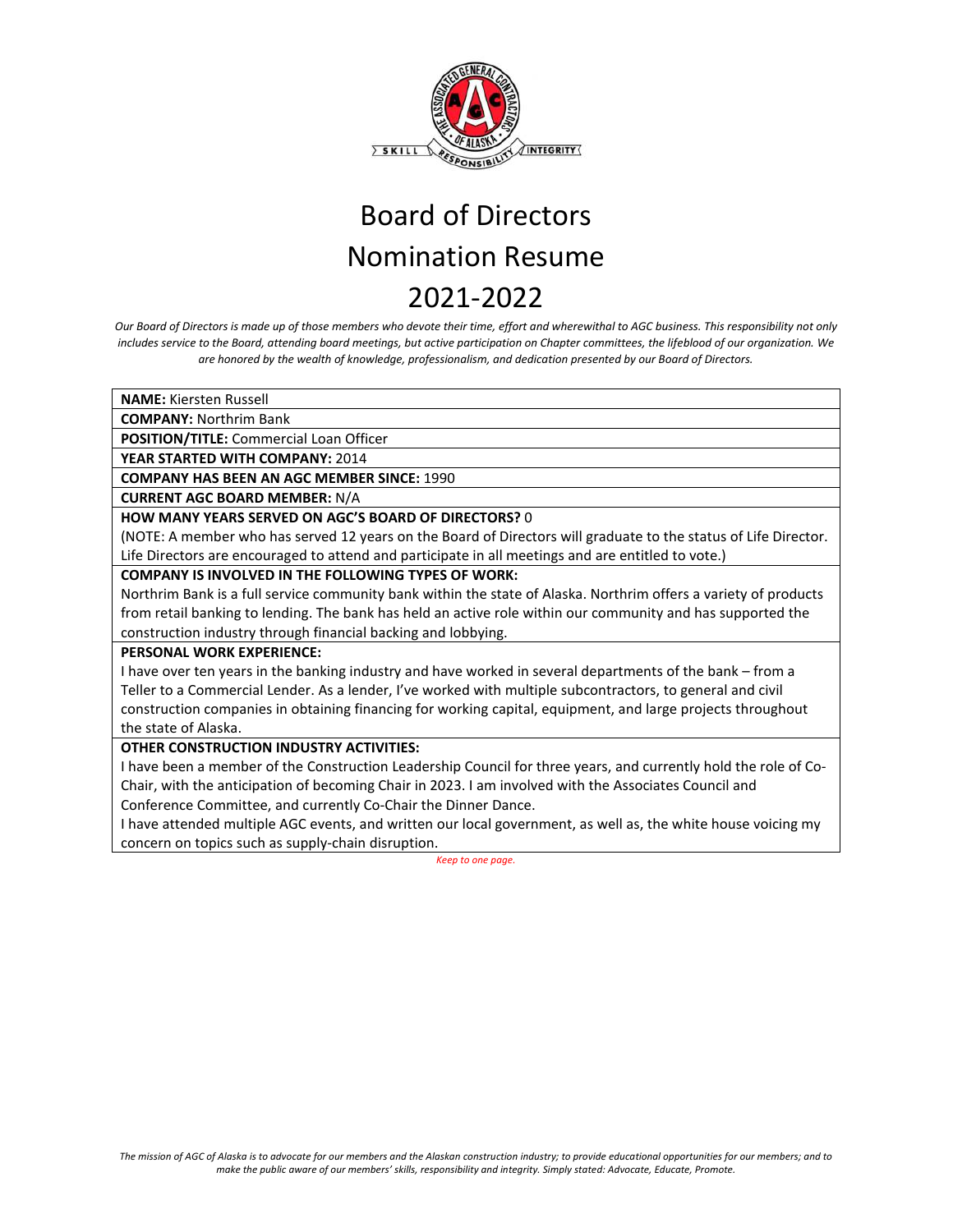# Board of Directors Nomination Resume 2021-2022

*Our Board of Directors is made up of those members who devote their time, effort and wherewithal to AGC business. This responsibility not only includes service to the Board, attending board meetings, but active participation on Chapter committees, the lifeblood of our organization. We are honored by the wealth of knowledge, professionalism, and dedication presented by our Board of Directors.*

**NAME:** Kiersten Russell

**COMPANY:** Northrim Bank

**POSITION/TITLE:** Commercial Loan Officer

**YEAR STARTED WITH COMPANY:** 2014

**COMPANY HAS BEEN AN AGC MEMBER SINCE:** 1990

**CURRENT AGC BOARD MEMBER:** N/A

**HOW MANY YEARS SERVED ON AGC'S BOARD OF DIRECTORS?** 0

(NOTE: A member who has served 12 years on the Board of Directors will graduate to the status of Life Director. Life Directors are encouraged to attend and participate in all meetings and are entitled to vote.)

**COMPANY IS INVOLVED IN THE FOLLOWING TYPES OF WORK:**

Northrim Bank is a full service community bank within the state of Alaska. Northrim offers a variety of products from retail banking to lending. The bank has held an active role within our community and has supported the construction industry through financial backing and lobbying.

**PERSONAL WORK EXPERIENCE:**

I have over ten years in the banking industry and have worked in several departments of the bank – from a Teller to a Commercial Lender. As a lender, I've worked with multiple subcontractors, to general and civil construction companies in obtaining financing for working capital, equipment, and large projects throughout the state of Alaska.

**OTHER CONSTRUCTION INDUSTRY ACTIVITIES:**

I have been a member of the Construction Leadership Council for three years, and currently hold the role of Co-Chair, with the anticipation of becoming Chair in 2023. I am involved with the Associates Council and Conference Committee, and currently Co-Chair the Dinner Dance.

I have attended multiple AGC events, and written our local government, as well as, the white house voicing my concern on topics such as supply-chain disruption.

*Keep to one page.*

*The mission of AGC of Alaska is to advocate for our members and the Alaskan construction industry; to provide educational opportunities for our members; and to make the public aware of our members' skills, responsibility and integrity. Simply stated: Advocate, Educate, Promote.*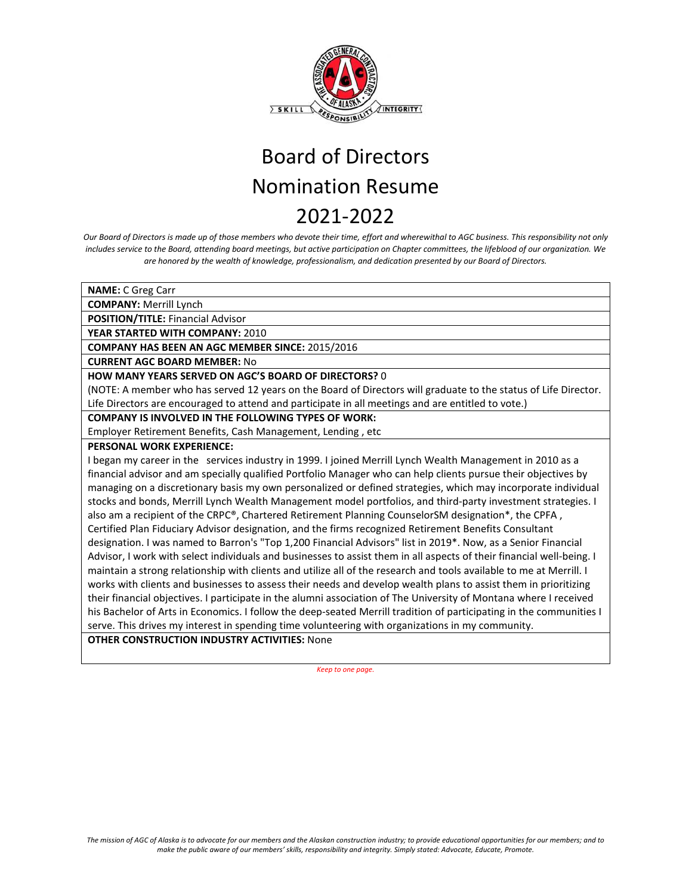# Board of Directors Nomination Resume 2021-2022

*Our Board of Directors is made up of those members who devote their time, effort and wherewithal to AGC business. This responsibility not only includes service to the Board, attending board meetings, but active participation on Chapter committees, the lifeblood of our organization. We are honored by the wealth of knowledge, professionalism, and dedication presented by our Board of Directors.*

**NAME:** C Greg Carr

**COMPANY:** Merrill Lynch

**POSITION/TITLE:** Financial Advisor

**YEAR STARTED WITH COMPANY:** 2010

**COMPANY HAS BEEN AN AGC MEMBER SINCE:** 2015/2016

**CURRENT AGC BOARD MEMBER:** No

**HOW MANY YEARS SERVED ON AGC'S BOARD OF DIRECTORS?** 0

(NOTE: A member who has served 12 years on the Board of Directors will graduate to the status of Life Director. Life Directors are encouraged to attend and participate in all meetings and are entitled to vote.)

**COMPANY IS INVOLVED IN THE FOLLOWING TYPES OF WORK:**

Employer Retirement Benefits, Cash Management, Lending , etc

**PERSONAL WORK EXPERIENCE:**

I began my career in the services industry in 1999. I joined Merrill Lynch Wealth Management in 2010 as a financial advisor and am specially qualified Portfolio Manager who can help clients pursue their objectives by managing on a discretionary basis my own personalized or defined strategies, which may incorporate individual stocks and bonds, Merrill Lynch Wealth Management model portfolios, and third-party investment strategies. I also am a recipient of the CRPC®, Chartered Retirement Planning CounselorSM designation*, the CPFA , Certified Plan Fiduciary Advisor designation, and the firms recognized Retirement Benefits Consultant designation. I was named to Barron's "Top 1,200 Financial Advisors" list in 2019*. Now, as a Senior Financial Advisor, I work with select individuals and businesses to assist them in all aspects of their financial well-being. I maintain a strong relationship with clients and utilize all of the research and tools available to me at Merrill. I works with clients and businesses to assess their needs and develop wealth plans to assist them in prioritizing their financial objectives. I participate in the alumni association of The University of Montana where I received his Bachelor of Arts in Economics. I follow the deep-seated Merrill tradition of participating in the communities I serve. This drives my interest in spending time volunteering with organizations in my community.

**OTHER CONSTRUCTION INDUSTRY ACTIVITIES:** None

*Keep to one page.*

*The mission of AGC of Alaska is to advocate for our members and the Alaskan construction industry; to provide educational opportunities for our members; and to make the public aware of our members' skills, responsibility and integrity. Simply stated: Advocate, Educate, Promote.*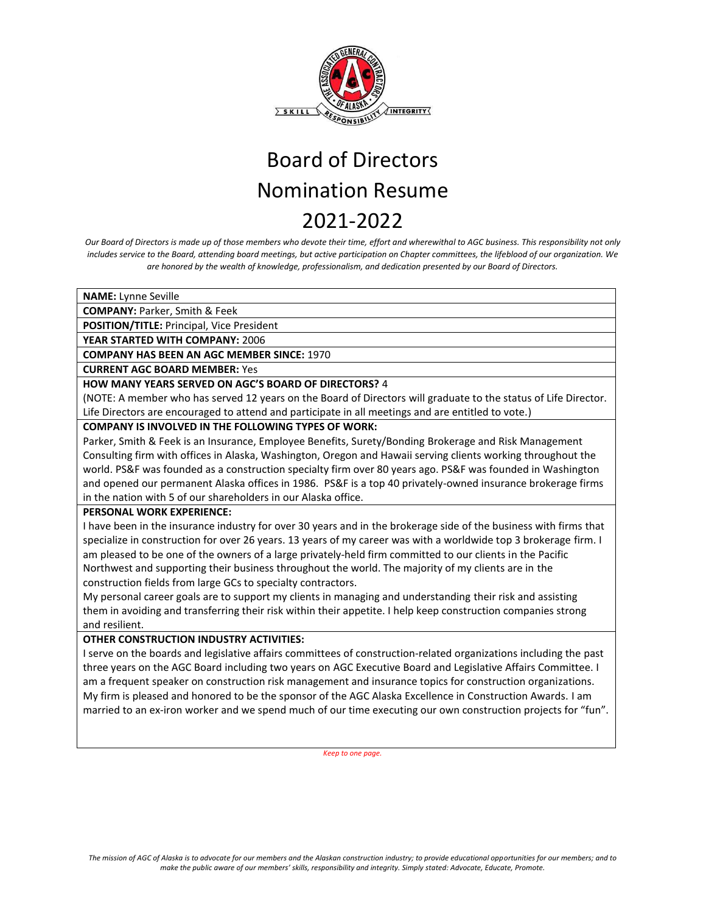# Board of Directors Nomination Resume 2021-2022

*Our Board of Directors is made up of those members who devote their time, effort and wherewithal to AGC business. This responsibility not only includes service to the Board, attending board meetings, but active participation on Chapter committees, the lifeblood of our organization. We are honored by the wealth of knowledge, professionalism, and dedication presented by our Board of Directors.*

**NAME:** Lynne Seville

**COMPANY:** Parker, Smith & Feek

**POSITION/TITLE:** Principal, Vice President

**YEAR STARTED WITH COMPANY:** 2006

**COMPANY HAS BEEN AN AGC MEMBER SINCE:** 1970

**CURRENT AGC BOARD MEMBER:** Yes

**HOW MANY YEARS SERVED ON AGC'S BOARD OF DIRECTORS?** 4

(NOTE: A member who has served 12 years on the Board of Directors will graduate to the status of Life Director. Life Directors are encouraged to attend and participate in all meetings and are entitled to vote.)

**COMPANY IS INVOLVED IN THE FOLLOWING TYPES OF WORK:**

Parker, Smith & Feek is an Insurance, Employee Benefits, Surety/Bonding Brokerage and Risk Management Consulting firm with offices in Alaska, Washington, Oregon and Hawaii serving clients working throughout the world. PS&F was founded as a construction specialty firm over 80 years ago. PS&F was founded in Washington and opened our permanent Alaska offices in 1986. PS&F is a top 40 privately-owned insurance brokerage firms in the nation with 5 of our shareholders in our Alaska office.

**PERSONAL WORK EXPERIENCE:**

I have been in the insurance industry for over 30 years and in the brokerage side of the business with firms that specialize in construction for over 26 years. 13 years of my career was with a worldwide top 3 brokerage firm. I am pleased to be one of the owners of a large privately-held firm committed to our clients in the Pacific Northwest and supporting their business throughout the world. The majority of my clients are in the construction fields from large GCs to specialty contractors.

My personal career goals are to support my clients in managing and understanding their risk and assisting them in avoiding and transferring their risk within their appetite. I help keep construction companies strong and resilient.

**OTHER CONSTRUCTION INDUSTRY ACTIVITIES:**

I serve on the boards and legislative affairs committees of construction-related organizations including the past three years on the AGC Board including two years on AGC Executive Board and Legislative Affairs Committee. I am a frequent speaker on construction risk management and insurance topics for construction organizations. My firm is pleased and honored to be the sponsor of the AGC Alaska Excellence in Construction Awards. I am married to an ex-iron worker and we spend much of our time executing our own construction projects for "fun".

*Keep to one page.*

*The mission of AGC of Alaska is to advocate for our members and the Alaskan construction industry; to provide educational opportunities for our members; and to make the public aware of our members' skills, responsibility and integrity. Simply stated: Advocate, Educate, Promote.*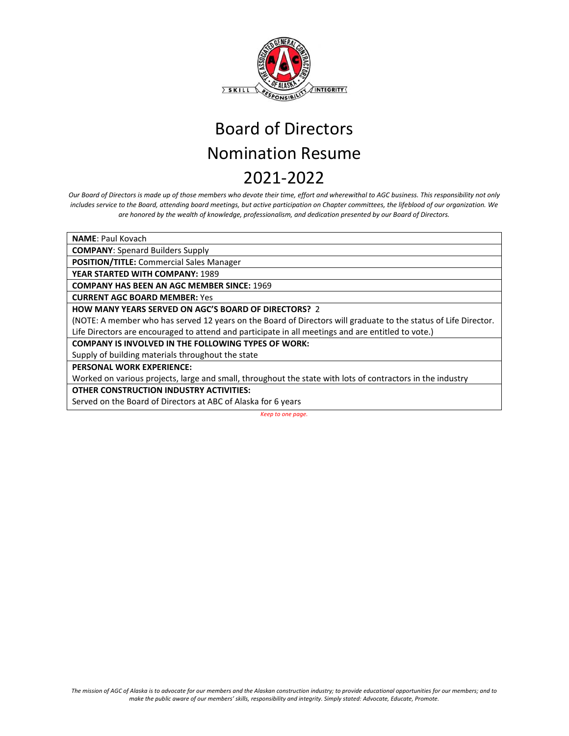# Board of Directors
# Nomination Resume
# 2021-2022

*Our Board of Directors is made up of those members who devote their time, effort and wherewithal to AGC business. This responsibility not only includes service to the Board, attending board meetings, but active participation on Chapter committees, the lifeblood of our organization. We are honored by the wealth of knowledge, professionalism, and dedication presented by our Board of Directors.*

**NAME**: Paul Kovach

**COMPANY**: Spenard Builders Supply

**POSITION/TITLE:** Commercial Sales Manager

**YEAR STARTED WITH COMPANY:** 1989

**COMPANY HAS BEEN AN AGC MEMBER SINCE:** 1969

**CURRENT AGC BOARD MEMBER:** Yes

**HOW MANY YEARS SERVED ON AGC'S BOARD OF DIRECTORS?** 2

(NOTE: A member who has served 12 years on the Board of Directors will graduate to the status of Life Director. Life Directors are encouraged to attend and participate in all meetings and are entitled to vote.)

**COMPANY IS INVOLVED IN THE FOLLOWING TYPES OF WORK:**

Supply of building materials throughout the state

**PERSONAL WORK EXPERIENCE:**

Worked on various projects, large and small, throughout the state with lots of contractors in the industry

**OTHER CONSTRUCTION INDUSTRY ACTIVITIES:**

Served on the Board of Directors at ABC of Alaska for 6 years

*Keep to one page.*

*The mission of AGC of Alaska is to advocate for our members and the Alaskan construction industry; to provide educational opportunities for our members; and to make the public aware of our members' skills, responsibility and integrity. Simply stated: Advocate, Educate, Promote.*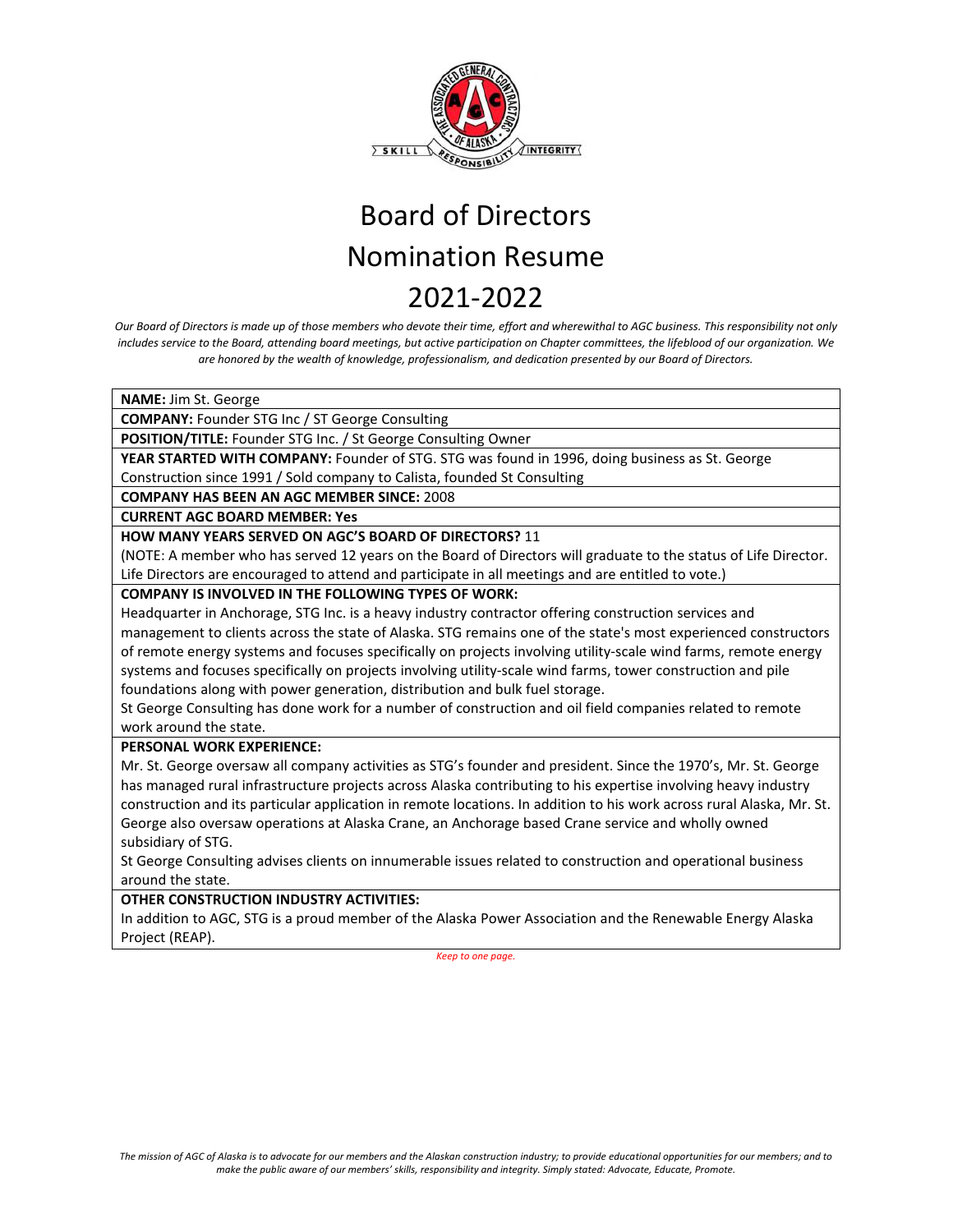# Board of Directors Nomination Resume 2021-2022

*Our Board of Directors is made up of those members who devote their time, effort and wherewithal to AGC business. This responsibility not only includes service to the Board, attending board meetings, but active participation on Chapter committees, the lifeblood of our organization. We are honored by the wealth of knowledge, professionalism, and dedication presented by our Board of Directors.*

**NAME:** Jim St. George

**COMPANY:** Founder STG Inc / ST George Consulting

**POSITION/TITLE:** Founder STG Inc. / St George Consulting Owner

**YEAR STARTED WITH COMPANY:** Founder of STG. STG was found in 1996, doing business as St. George Construction since 1991 / Sold company to Calista, founded St Consulting

**COMPANY HAS BEEN AN AGC MEMBER SINCE:** 2008

**CURRENT AGC BOARD MEMBER: Yes**

**HOW MANY YEARS SERVED ON AGC'S BOARD OF DIRECTORS?** 11

(NOTE: A member who has served 12 years on the Board of Directors will graduate to the status of Life Director. Life Directors are encouraged to attend and participate in all meetings and are entitled to vote.)

**COMPANY IS INVOLVED IN THE FOLLOWING TYPES OF WORK:**

Headquarter in Anchorage, STG Inc. is a heavy industry contractor offering construction services and management to clients across the state of Alaska. STG remains one of the state's most experienced constructors of remote energy systems and focuses specifically on projects involving utility-scale wind farms, remote energy systems and focuses specifically on projects involving utility-scale wind farms, tower construction and pile foundations along with power generation, distribution and bulk fuel storage.

St George Consulting has done work for a number of construction and oil field companies related to remote work around the state.

**PERSONAL WORK EXPERIENCE:**

Mr. St. George oversaw all company activities as STG's founder and president. Since the 1970's, Mr. St. George has managed rural infrastructure projects across Alaska contributing to his expertise involving heavy industry construction and its particular application in remote locations. In addition to his work across rural Alaska, Mr. St. George also oversaw operations at Alaska Crane, an Anchorage based Crane service and wholly owned subsidiary of STG.

St George Consulting advises clients on innumerable issues related to construction and operational business around the state.

**OTHER CONSTRUCTION INDUSTRY ACTIVITIES:**

In addition to AGC, STG is a proud member of the Alaska Power Association and the Renewable Energy Alaska Project (REAP).

*Keep to one page.*

*The mission of AGC of Alaska is to advocate for our members and the Alaskan construction industry; to provide educational opportunities for our members; and to make the public aware of our members' skills, responsibility and integrity. Simply stated: Advocate, Educate, Promote.*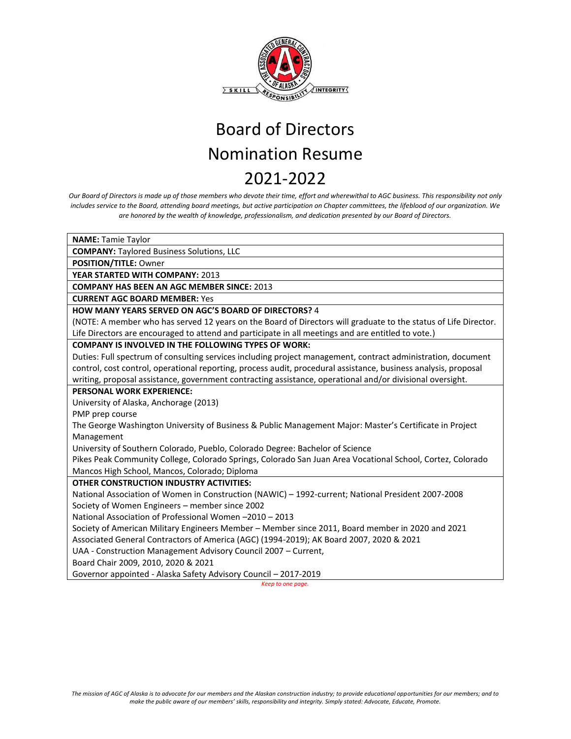# Board of Directors
# Nomination Resume
# 2021-2022

*Our Board of Directors is made up of those members who devote their time, effort and wherewithal to AGC business. This responsibility not only includes service to the Board, attending board meetings, but active participation on Chapter committees, the lifeblood of our organization. We are honored by the wealth of knowledge, professionalism, and dedication presented by our Board of Directors.*

**NAME:** Tamie Taylor

**COMPANY:** Taylored Business Solutions, LLC

**POSITION/TITLE:** Owner

**YEAR STARTED WITH COMPANY:** 2013

**COMPANY HAS BEEN AN AGC MEMBER SINCE:** 2013

**CURRENT AGC BOARD MEMBER:** Yes

**HOW MANY YEARS SERVED ON AGC'S BOARD OF DIRECTORS?** 4

(NOTE: A member who has served 12 years on the Board of Directors will graduate to the status of Life Director. Life Directors are encouraged to attend and participate in all meetings and are entitled to vote.)

**COMPANY IS INVOLVED IN THE FOLLOWING TYPES OF WORK:**

Duties: Full spectrum of consulting services including project management, contract administration, document control, cost control, operational reporting, process audit, procedural assistance, business analysis, proposal writing, proposal assistance, government contracting assistance, operational and/or divisional oversight.

**PERSONAL WORK EXPERIENCE:**

University of Alaska, Anchorage (2013)
PMP prep course
The George Washington University of Business & Public Management Major: Master's Certificate in Project Management
University of Southern Colorado, Pueblo, Colorado Degree: Bachelor of Science
Pikes Peak Community College, Colorado Springs, Colorado San Juan Area Vocational School, Cortez, Colorado
Mancos High School, Mancos, Colorado; Diploma

**OTHER CONSTRUCTION INDUSTRY ACTIVITIES:**

National Association of Women in Construction (NAWIC) – 1992-current; National President 2007-2008
Society of Women Engineers – member since 2002
National Association of Professional Women –2010 – 2013
Society of American Military Engineers Member – Member since 2011, Board member in 2020 and 2021
Associated General Contractors of America (AGC) (1994-2019); AK Board 2007, 2020 & 2021
UAA - Construction Management Advisory Council 2007 – Current,
Board Chair 2009, 2010, 2020 & 2021
Governor appointed - Alaska Safety Advisory Council – 2017-2019

*Keep to one page.*

*The mission of AGC of Alaska is to advocate for our members and the Alaskan construction industry; to provide educational opportunities for our members; and to make the public aware of our members' skills, responsibility and integrity. Simply stated: Advocate, Educate, Promote.*